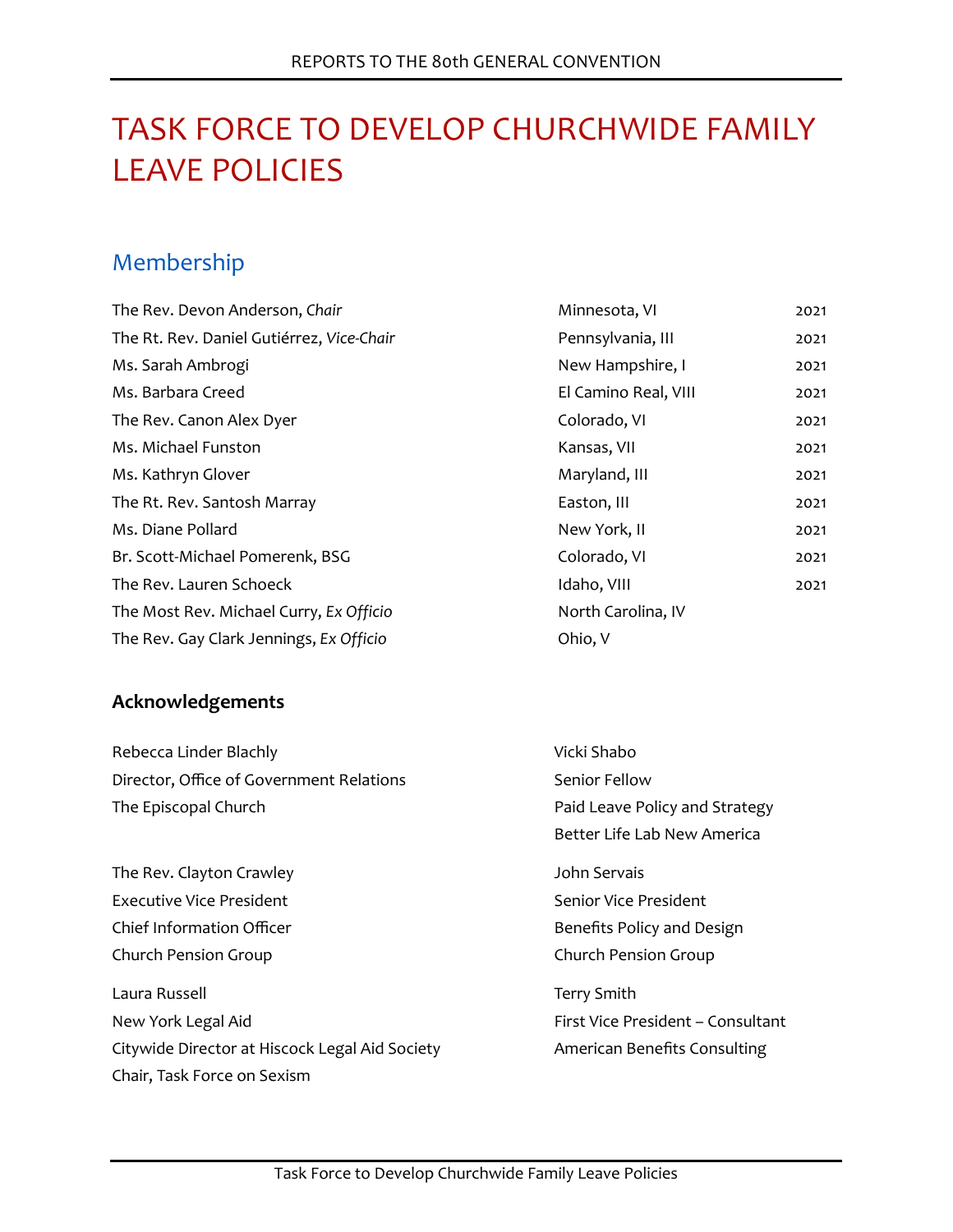# TASK FORCE TO DEVELOP CHURCHWIDE FAMILY LEAVE POLICIES

## Membership

| | | |
|---|---|---|
| The Rev. Devon Anderson, *Chair* | Minnesota, VI | 2021 |
| The Rt. Rev. Daniel Gutiérrez, *Vice-Chair* | Pennsylvania, III | 2021 |
| Ms. Sarah Ambrogi | New Hampshire, I | 2021 |
| Ms. Barbara Creed | El Camino Real, VIII | 2021 |
| The Rev. Canon Alex Dyer | Colorado, VI | 2021 |
| Ms. Michael Funston | Kansas, VII | 2021 |
| Ms. Kathryn Glover | Maryland, III | 2021 |
| The Rt. Rev. Santosh Marray | Easton, III | 2021 |
| Ms. Diane Pollard | New York, II | 2021 |
| Br. Scott-Michael Pomerenk, BSG | Colorado, VI | 2021 |
| The Rev. Lauren Schoeck | Idaho, VIII | 2021 |
| The Most Rev. Michael Curry, *Ex Officio* | North Carolina, IV | |
| The Rev. Gay Clark Jennings, *Ex Officio* | Ohio, V | |

### Acknowledgements

Rebecca Linder Blachly
Director, Office of Government Relations
The Episcopal Church

Vicki Shabo
Senior Fellow
Paid Leave Policy and Strategy
Better Life Lab New America

The Rev. Clayton Crawley
Executive Vice President
Chief Information Officer
Church Pension Group

John Servais
Senior Vice President
Benefits Policy and Design
Church Pension Group

Laura Russell
New York Legal Aid
Citywide Director at Hiscock Legal Aid Society
Chair, Task Force on Sexism

Terry Smith
First Vice President – Consultant
American Benefits Consulting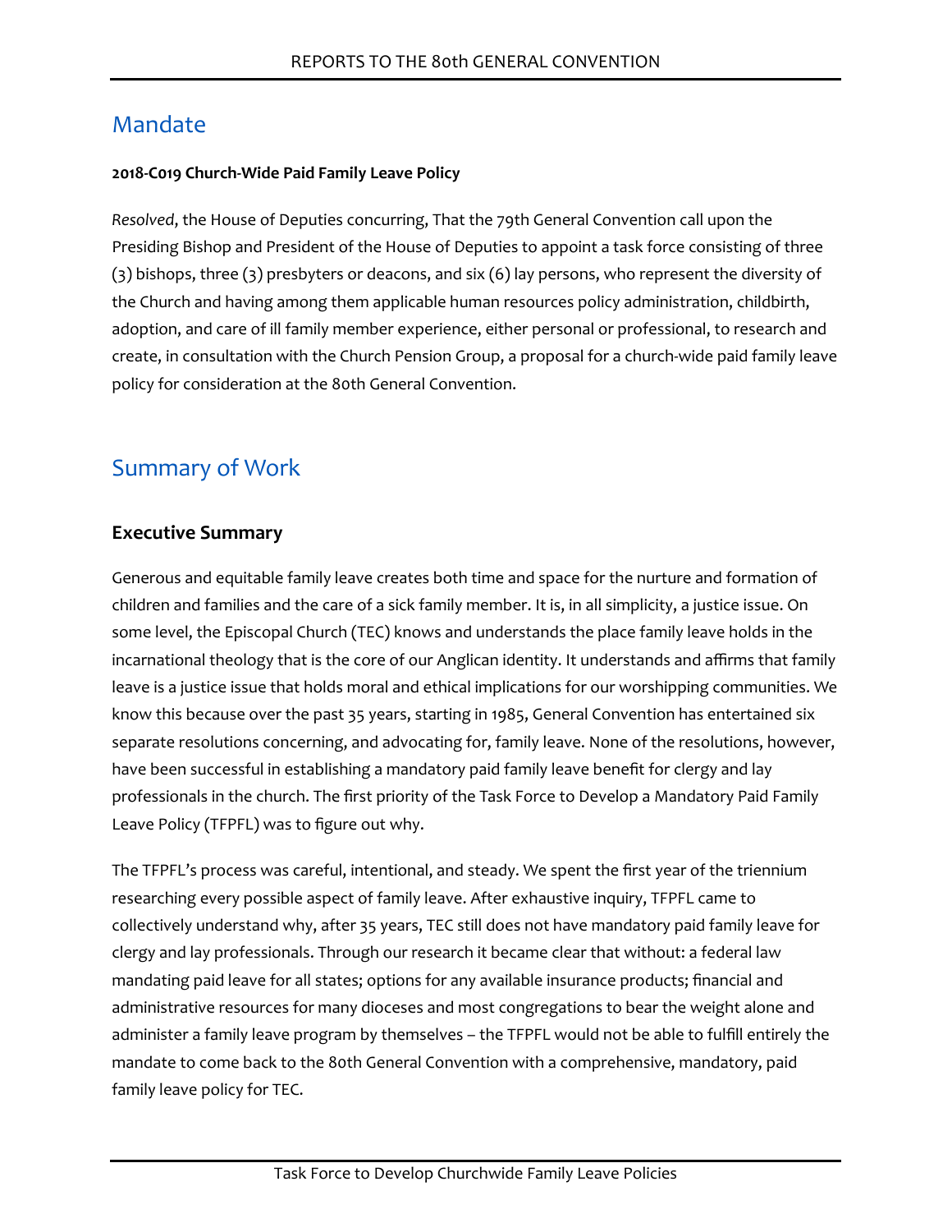## Mandate

**2018-C019 Church-Wide Paid Family Leave Policy**

*Resolved*, the House of Deputies concurring, That the 79th General Convention call upon the Presiding Bishop and President of the House of Deputies to appoint a task force consisting of three (3) bishops, three (3) presbyters or deacons, and six (6) lay persons, who represent the diversity of the Church and having among them applicable human resources policy administration, childbirth, adoption, and care of ill family member experience, either personal or professional, to research and create, in consultation with the Church Pension Group, a proposal for a church-wide paid family leave policy for consideration at the 80th General Convention.

## Summary of Work

### Executive Summary

Generous and equitable family leave creates both time and space for the nurture and formation of children and families and the care of a sick family member. It is, in all simplicity, a justice issue. On some level, the Episcopal Church (TEC) knows and understands the place family leave holds in the incarnational theology that is the core of our Anglican identity. It understands and affirms that family leave is a justice issue that holds moral and ethical implications for our worshipping communities. We know this because over the past 35 years, starting in 1985, General Convention has entertained six separate resolutions concerning, and advocating for, family leave. None of the resolutions, however, have been successful in establishing a mandatory paid family leave benefit for clergy and lay professionals in the church. The first priority of the Task Force to Develop a Mandatory Paid Family Leave Policy (TFPFL) was to figure out why.

The TFPFL's process was careful, intentional, and steady. We spent the first year of the triennium researching every possible aspect of family leave. After exhaustive inquiry, TFPFL came to collectively understand why, after 35 years, TEC still does not have mandatory paid family leave for clergy and lay professionals. Through our research it became clear that without: a federal law mandating paid leave for all states; options for any available insurance products; financial and administrative resources for many dioceses and most congregations to bear the weight alone and administer a family leave program by themselves – the TFPFL would not be able to fulfill entirely the mandate to come back to the 80th General Convention with a comprehensive, mandatory, paid family leave policy for TEC.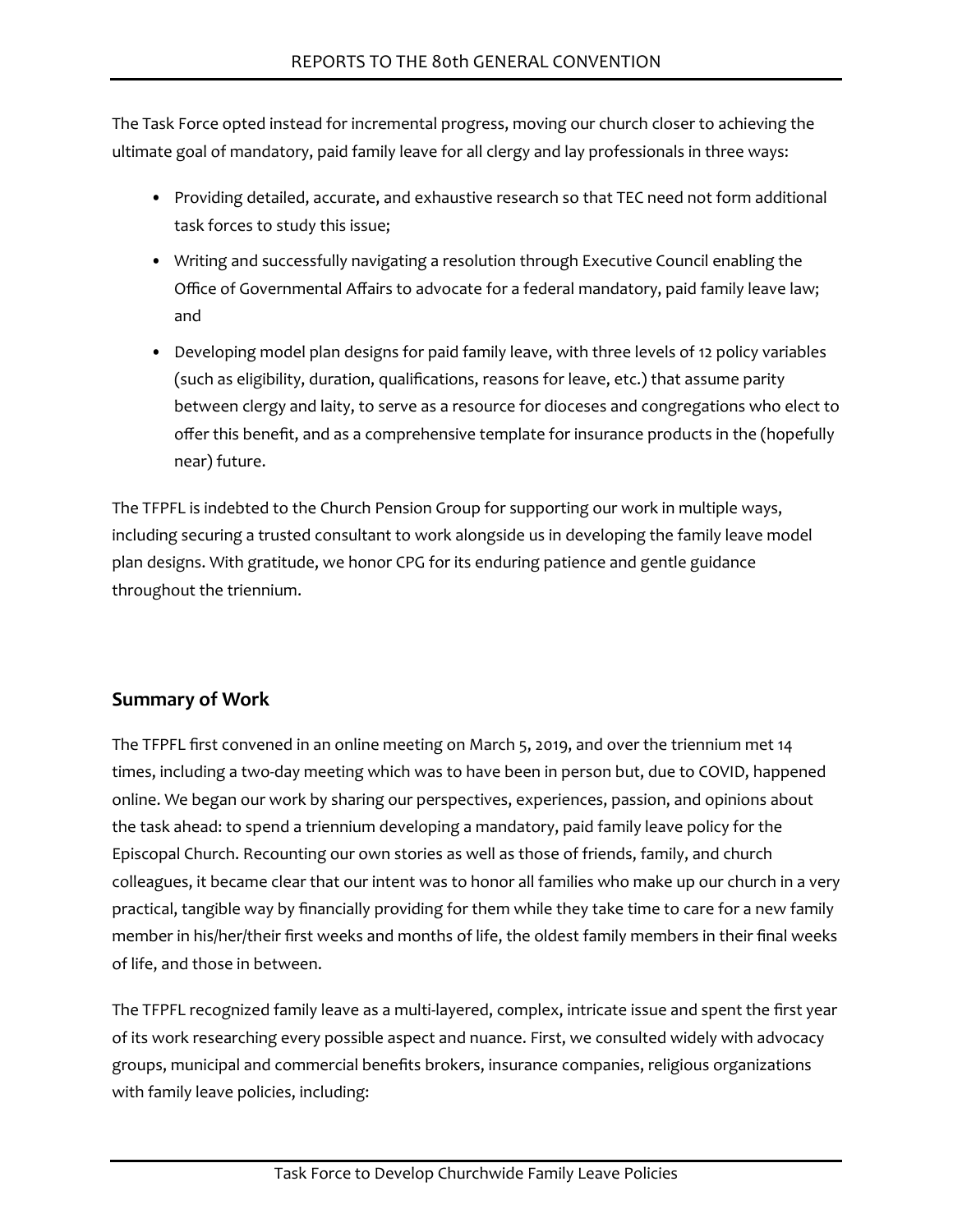The Task Force opted instead for incremental progress, moving our church closer to achieving the ultimate goal of mandatory, paid family leave for all clergy and lay professionals in three ways:

- Providing detailed, accurate, and exhaustive research so that TEC need not form additional task forces to study this issue;
- Writing and successfully navigating a resolution through Executive Council enabling the Office of Governmental Affairs to advocate for a federal mandatory, paid family leave law; and
- Developing model plan designs for paid family leave, with three levels of 12 policy variables (such as eligibility, duration, qualifications, reasons for leave, etc.) that assume parity between clergy and laity, to serve as a resource for dioceses and congregations who elect to offer this benefit, and as a comprehensive template for insurance products in the (hopefully near) future.

The TFPFL is indebted to the Church Pension Group for supporting our work in multiple ways, including securing a trusted consultant to work alongside us in developing the family leave model plan designs. With gratitude, we honor CPG for its enduring patience and gentle guidance throughout the triennium.

## Summary of Work

The TFPFL first convened in an online meeting on March 5, 2019, and over the triennium met 14 times, including a two-day meeting which was to have been in person but, due to COVID, happened online. We began our work by sharing our perspectives, experiences, passion, and opinions about the task ahead: to spend a triennium developing a mandatory, paid family leave policy for the Episcopal Church. Recounting our own stories as well as those of friends, family, and church colleagues, it became clear that our intent was to honor all families who make up our church in a very practical, tangible way by financially providing for them while they take time to care for a new family member in his/her/their first weeks and months of life, the oldest family members in their final weeks of life, and those in between.

The TFPFL recognized family leave as a multi-layered, complex, intricate issue and spent the first year of its work researching every possible aspect and nuance. First, we consulted widely with advocacy groups, municipal and commercial benefits brokers, insurance companies, religious organizations with family leave policies, including: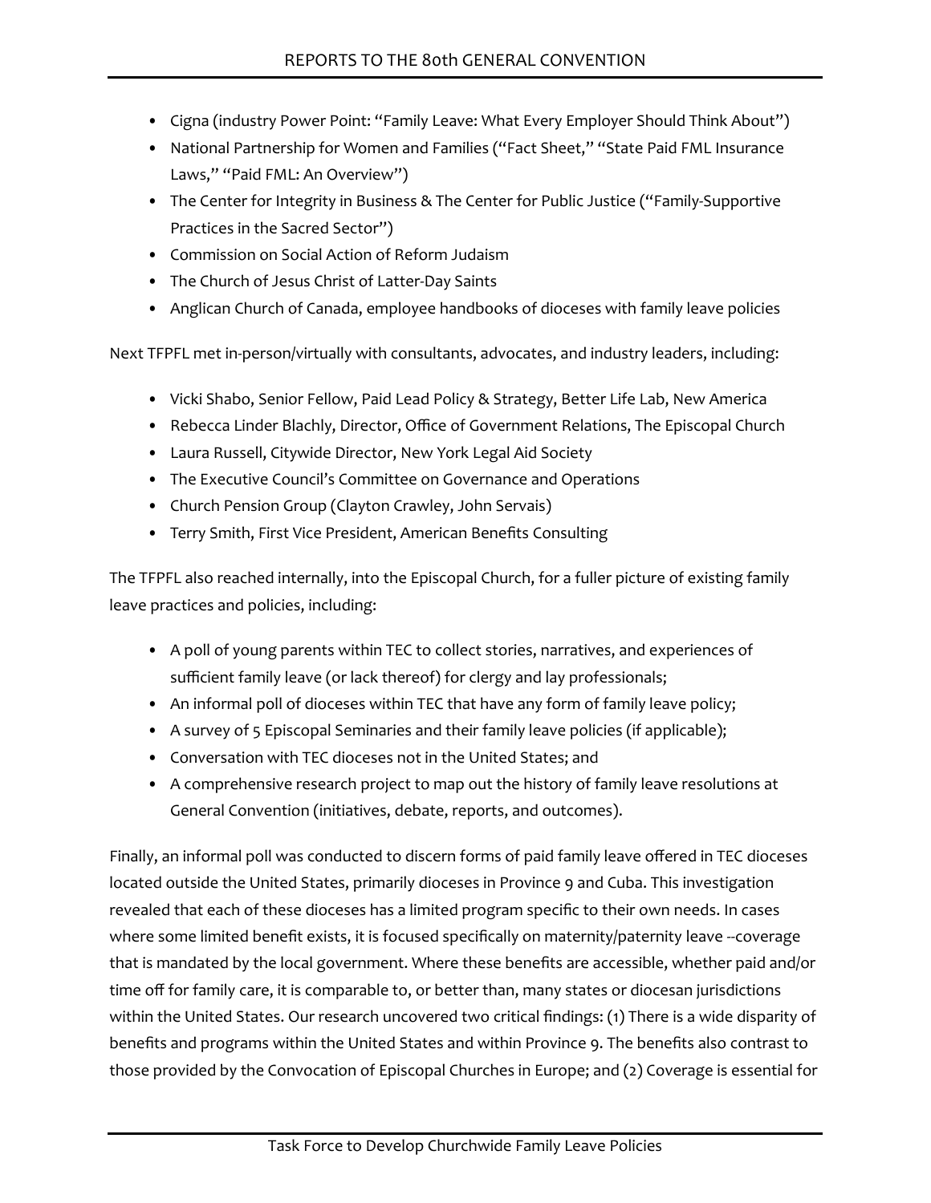- Cigna (industry Power Point: "Family Leave: What Every Employer Should Think About")
- National Partnership for Women and Families ("Fact Sheet," "State Paid FML Insurance Laws," "Paid FML: An Overview")
- The Center for Integrity in Business & The Center for Public Justice ("Family-Supportive Practices in the Sacred Sector")
- Commission on Social Action of Reform Judaism
- The Church of Jesus Christ of Latter-Day Saints
- Anglican Church of Canada, employee handbooks of dioceses with family leave policies

Next TFPFL met in-person/virtually with consultants, advocates, and industry leaders, including:

- Vicki Shabo, Senior Fellow, Paid Lead Policy & Strategy, Better Life Lab, New America
- Rebecca Linder Blachly, Director, Office of Government Relations, The Episcopal Church
- Laura Russell, Citywide Director, New York Legal Aid Society
- The Executive Council's Committee on Governance and Operations
- Church Pension Group (Clayton Crawley, John Servais)
- Terry Smith, First Vice President, American Benefits Consulting

The TFPFL also reached internally, into the Episcopal Church, for a fuller picture of existing family leave practices and policies, including:

- A poll of young parents within TEC to collect stories, narratives, and experiences of sufficient family leave (or lack thereof) for clergy and lay professionals;
- An informal poll of dioceses within TEC that have any form of family leave policy;
- A survey of 5 Episcopal Seminaries and their family leave policies (if applicable);
- Conversation with TEC dioceses not in the United States; and
- A comprehensive research project to map out the history of family leave resolutions at General Convention (initiatives, debate, reports, and outcomes).

Finally, an informal poll was conducted to discern forms of paid family leave offered in TEC dioceses located outside the United States, primarily dioceses in Province 9 and Cuba. This investigation revealed that each of these dioceses has a limited program specific to their own needs. In cases where some limited benefit exists, it is focused specifically on maternity/paternity leave --coverage that is mandated by the local government. Where these benefits are accessible, whether paid and/or time off for family care, it is comparable to, or better than, many states or diocesan jurisdictions within the United States. Our research uncovered two critical findings: (1) There is a wide disparity of benefits and programs within the United States and within Province 9. The benefits also contrast to those provided by the Convocation of Episcopal Churches in Europe; and (2) Coverage is essential for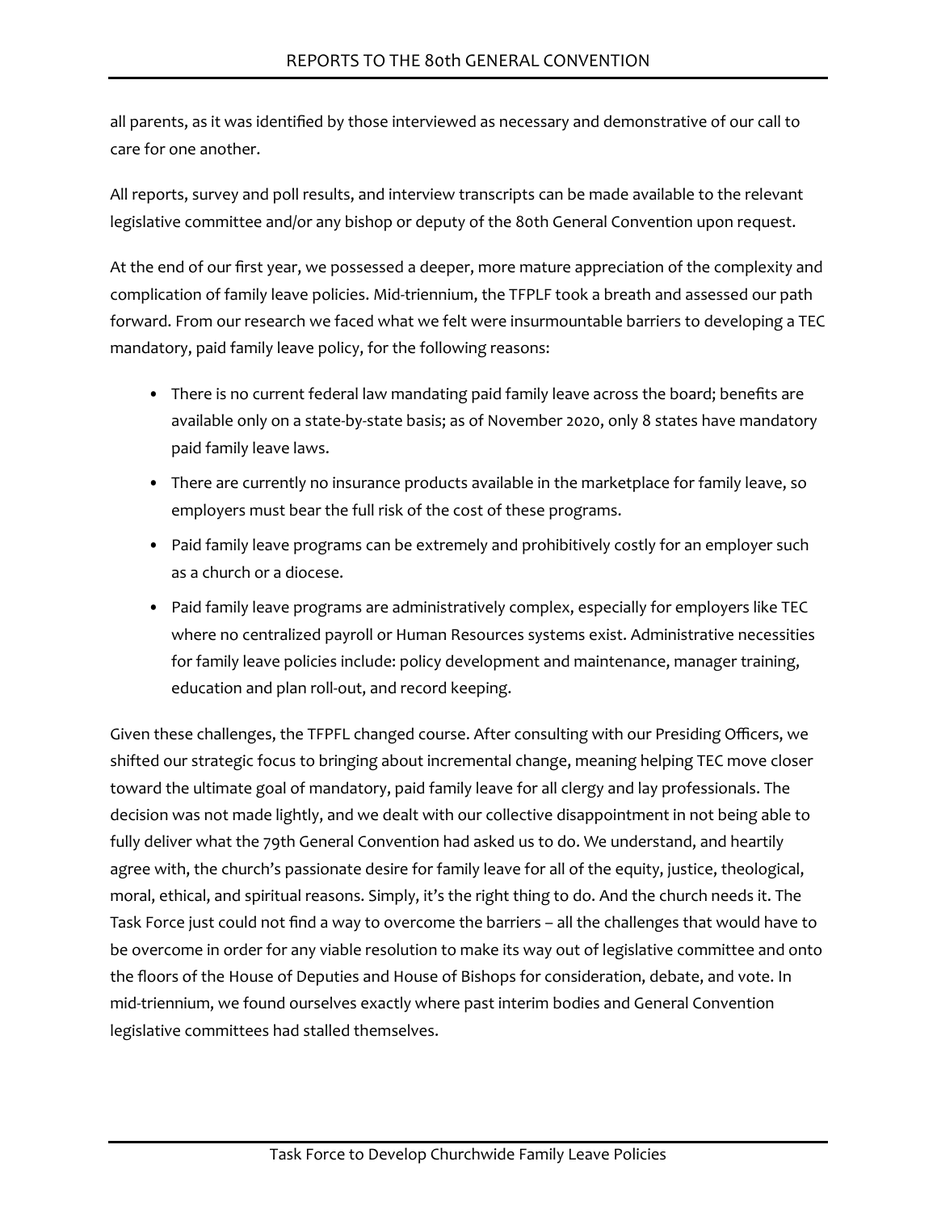all parents, as it was identified by those interviewed as necessary and demonstrative of our call to care for one another.

All reports, survey and poll results, and interview transcripts can be made available to the relevant legislative committee and/or any bishop or deputy of the 80th General Convention upon request.

At the end of our first year, we possessed a deeper, more mature appreciation of the complexity and complication of family leave policies. Mid-triennium, the TFPLF took a breath and assessed our path forward. From our research we faced what we felt were insurmountable barriers to developing a TEC mandatory, paid family leave policy, for the following reasons:

- There is no current federal law mandating paid family leave across the board; benefits are available only on a state-by-state basis; as of November 2020, only 8 states have mandatory paid family leave laws.
- There are currently no insurance products available in the marketplace for family leave, so employers must bear the full risk of the cost of these programs.
- Paid family leave programs can be extremely and prohibitively costly for an employer such as a church or a diocese.
- Paid family leave programs are administratively complex, especially for employers like TEC where no centralized payroll or Human Resources systems exist. Administrative necessities for family leave policies include: policy development and maintenance, manager training, education and plan roll-out, and record keeping.

Given these challenges, the TFPFL changed course. After consulting with our Presiding Officers, we shifted our strategic focus to bringing about incremental change, meaning helping TEC move closer toward the ultimate goal of mandatory, paid family leave for all clergy and lay professionals. The decision was not made lightly, and we dealt with our collective disappointment in not being able to fully deliver what the 79th General Convention had asked us to do. We understand, and heartily agree with, the church's passionate desire for family leave for all of the equity, justice, theological, moral, ethical, and spiritual reasons. Simply, it's the right thing to do. And the church needs it. The Task Force just could not find a way to overcome the barriers – all the challenges that would have to be overcome in order for any viable resolution to make its way out of legislative committee and onto the floors of the House of Deputies and House of Bishops for consideration, debate, and vote. In mid-triennium, we found ourselves exactly where past interim bodies and General Convention legislative committees had stalled themselves.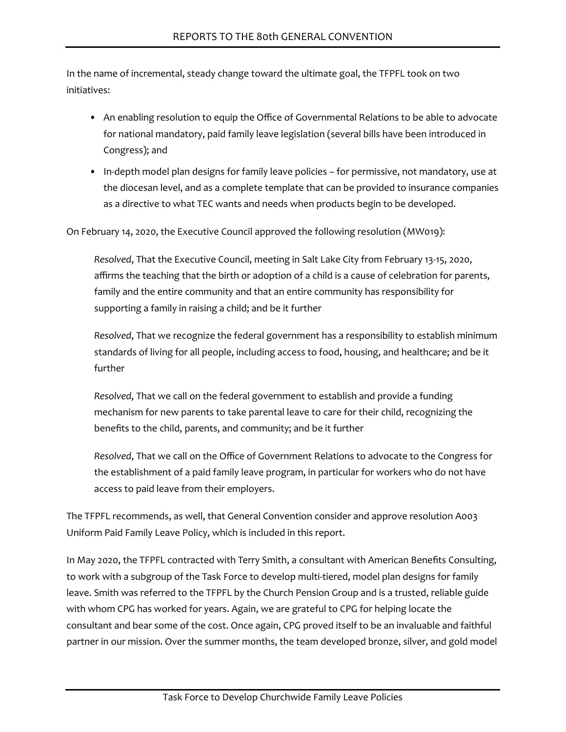In the name of incremental, steady change toward the ultimate goal, the TFPFL took on two initiatives:

- An enabling resolution to equip the Office of Governmental Relations to be able to advocate for national mandatory, paid family leave legislation (several bills have been introduced in Congress); and
- In-depth model plan designs for family leave policies – for permissive, not mandatory, use at the diocesan level, and as a complete template that can be provided to insurance companies as a directive to what TEC wants and needs when products begin to be developed.

On February 14, 2020, the Executive Council approved the following resolution (MW019):

> *Resolved*, That the Executive Council, meeting in Salt Lake City from February 13-15, 2020, affirms the teaching that the birth or adoption of a child is a cause of celebration for parents, family and the entire community and that an entire community has responsibility for supporting a family in raising a child; and be it further
>
> *Resolved*, That we recognize the federal government has a responsibility to establish minimum standards of living for all people, including access to food, housing, and healthcare; and be it further
>
> *Resolved*, That we call on the federal government to establish and provide a funding mechanism for new parents to take parental leave to care for their child, recognizing the benefits to the child, parents, and community; and be it further
>
> *Resolved*, That we call on the Office of Government Relations to advocate to the Congress for the establishment of a paid family leave program, in particular for workers who do not have access to paid leave from their employers.

The TFPFL recommends, as well, that General Convention consider and approve resolution A003 Uniform Paid Family Leave Policy, which is included in this report.

In May 2020, the TFPFL contracted with Terry Smith, a consultant with American Benefits Consulting, to work with a subgroup of the Task Force to develop multi-tiered, model plan designs for family leave. Smith was referred to the TFPFL by the Church Pension Group and is a trusted, reliable guide with whom CPG has worked for years. Again, we are grateful to CPG for helping locate the consultant and bear some of the cost. Once again, CPG proved itself to be an invaluable and faithful partner in our mission. Over the summer months, the team developed bronze, silver, and gold model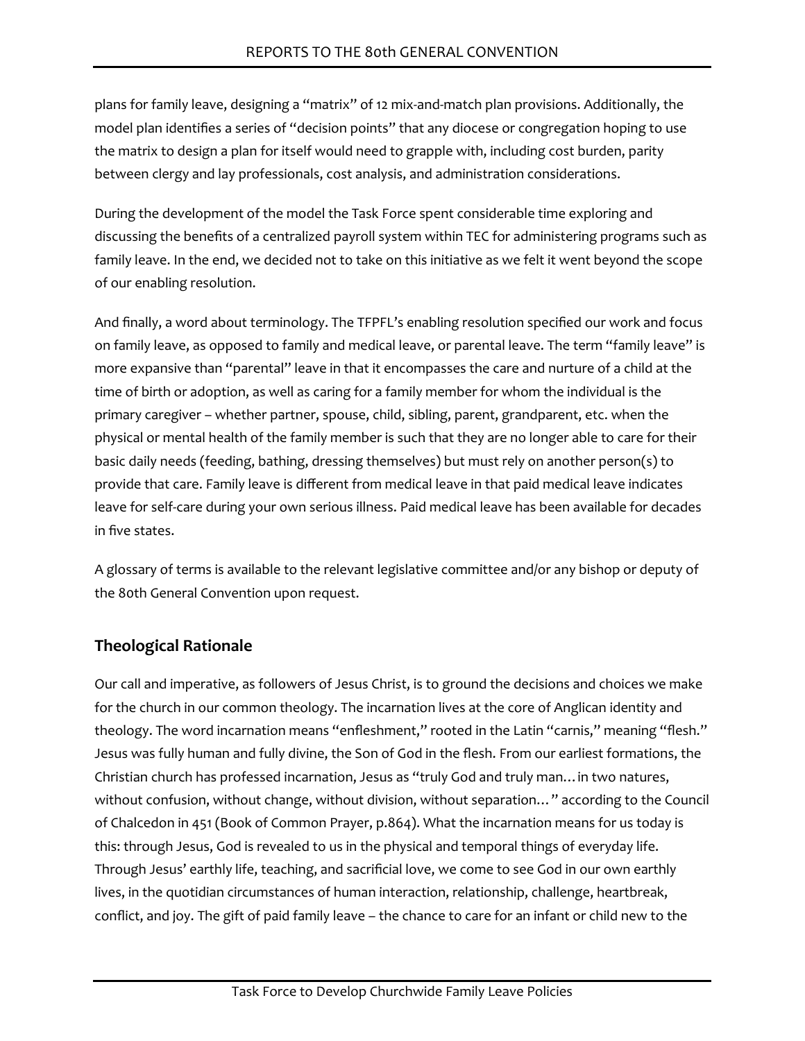plans for family leave, designing a "matrix" of 12 mix-and-match plan provisions. Additionally, the model plan identifies a series of "decision points" that any diocese or congregation hoping to use the matrix to design a plan for itself would need to grapple with, including cost burden, parity between clergy and lay professionals, cost analysis, and administration considerations.

During the development of the model the Task Force spent considerable time exploring and discussing the benefits of a centralized payroll system within TEC for administering programs such as family leave. In the end, we decided not to take on this initiative as we felt it went beyond the scope of our enabling resolution.

And finally, a word about terminology. The TFPFL's enabling resolution specified our work and focus on family leave, as opposed to family and medical leave, or parental leave. The term "family leave" is more expansive than "parental" leave in that it encompasses the care and nurture of a child at the time of birth or adoption, as well as caring for a family member for whom the individual is the primary caregiver – whether partner, spouse, child, sibling, parent, grandparent, etc. when the physical or mental health of the family member is such that they are no longer able to care for their basic daily needs (feeding, bathing, dressing themselves) but must rely on another person(s) to provide that care. Family leave is different from medical leave in that paid medical leave indicates leave for self-care during your own serious illness. Paid medical leave has been available for decades in five states.

A glossary of terms is available to the relevant legislative committee and/or any bishop or deputy of the 80th General Convention upon request.

## Theological Rationale

Our call and imperative, as followers of Jesus Christ, is to ground the decisions and choices we make for the church in our common theology. The incarnation lives at the core of Anglican identity and theology. The word incarnation means "enfleshment," rooted in the Latin "carnis," meaning "flesh." Jesus was fully human and fully divine, the Son of God in the flesh. From our earliest formations, the Christian church has professed incarnation, Jesus as "truly God and truly man…in two natures, without confusion, without change, without division, without separation…" according to the Council of Chalcedon in 451 (Book of Common Prayer, p.864). What the incarnation means for us today is this: through Jesus, God is revealed to us in the physical and temporal things of everyday life. Through Jesus' earthly life, teaching, and sacrificial love, we come to see God in our own earthly lives, in the quotidian circumstances of human interaction, relationship, challenge, heartbreak, conflict, and joy. The gift of paid family leave – the chance to care for an infant or child new to the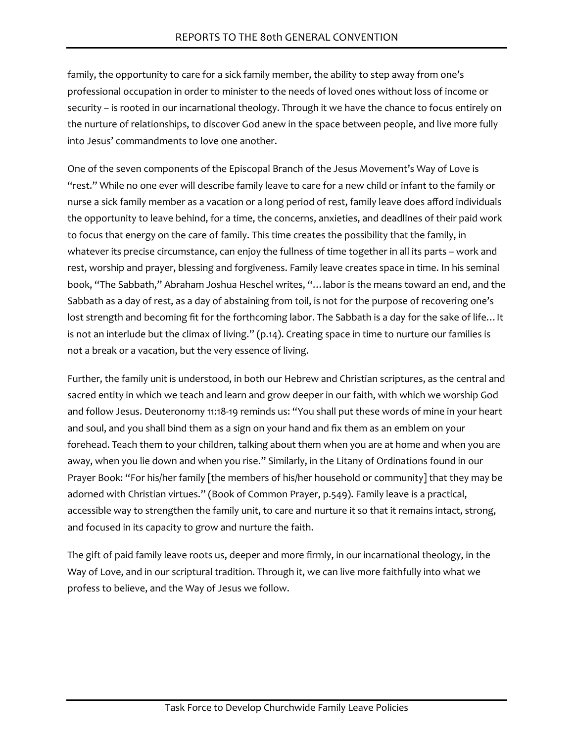family, the opportunity to care for a sick family member, the ability to step away from one's professional occupation in order to minister to the needs of loved ones without loss of income or security – is rooted in our incarnational theology. Through it we have the chance to focus entirely on the nurture of relationships, to discover God anew in the space between people, and live more fully into Jesus' commandments to love one another.

One of the seven components of the Episcopal Branch of the Jesus Movement's Way of Love is "rest." While no one ever will describe family leave to care for a new child or infant to the family or nurse a sick family member as a vacation or a long period of rest, family leave does afford individuals the opportunity to leave behind, for a time, the concerns, anxieties, and deadlines of their paid work to focus that energy on the care of family. This time creates the possibility that the family, in whatever its precise circumstance, can enjoy the fullness of time together in all its parts – work and rest, worship and prayer, blessing and forgiveness. Family leave creates space in time. In his seminal book, "The Sabbath," Abraham Joshua Heschel writes, "…labor is the means toward an end, and the Sabbath as a day of rest, as a day of abstaining from toil, is not for the purpose of recovering one's lost strength and becoming fit for the forthcoming labor. The Sabbath is a day for the sake of life… It is not an interlude but the climax of living." (p.14). Creating space in time to nurture our families is not a break or a vacation, but the very essence of living.

Further, the family unit is understood, in both our Hebrew and Christian scriptures, as the central and sacred entity in which we teach and learn and grow deeper in our faith, with which we worship God and follow Jesus. Deuteronomy 11:18-19 reminds us: "You shall put these words of mine in your heart and soul, and you shall bind them as a sign on your hand and fix them as an emblem on your forehead. Teach them to your children, talking about them when you are at home and when you are away, when you lie down and when you rise." Similarly, in the Litany of Ordinations found in our Prayer Book: "For his/her family [the members of his/her household or community] that they may be adorned with Christian virtues." (Book of Common Prayer, p.549). Family leave is a practical, accessible way to strengthen the family unit, to care and nurture it so that it remains intact, strong, and focused in its capacity to grow and nurture the faith.

The gift of paid family leave roots us, deeper and more firmly, in our incarnational theology, in the Way of Love, and in our scriptural tradition. Through it, we can live more faithfully into what we profess to believe, and the Way of Jesus we follow.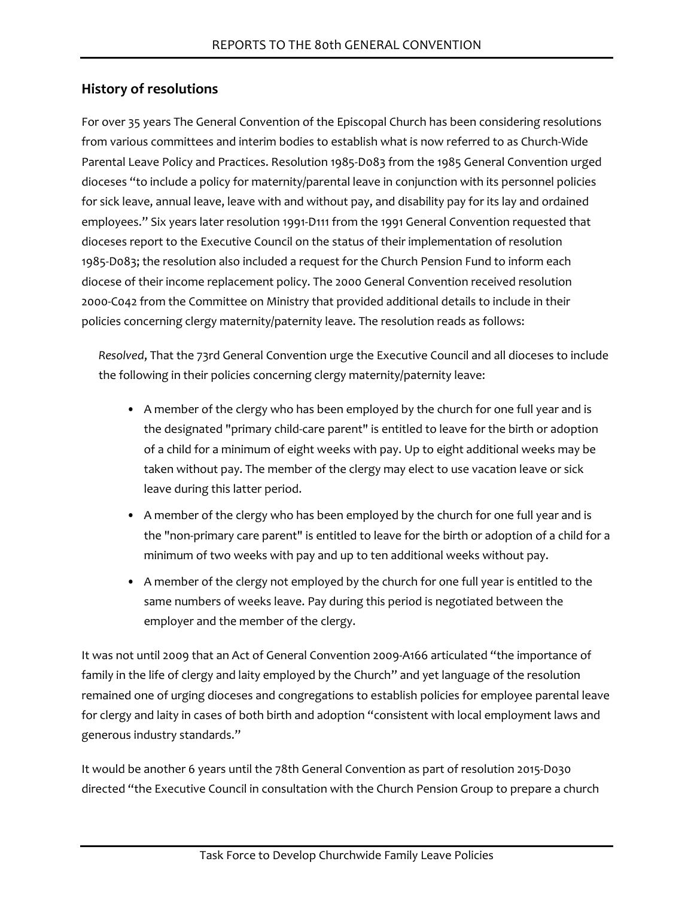## History of resolutions

For over 35 years The General Convention of the Episcopal Church has been considering resolutions from various committees and interim bodies to establish what is now referred to as Church-Wide Parental Leave Policy and Practices. Resolution 1985-D083 from the 1985 General Convention urged dioceses "to include a policy for maternity/parental leave in conjunction with its personnel policies for sick leave, annual leave, leave with and without pay, and disability pay for its lay and ordained employees." Six years later resolution 1991-D111 from the 1991 General Convention requested that dioceses report to the Executive Council on the status of their implementation of resolution 1985-D083; the resolution also included a request for the Church Pension Fund to inform each diocese of their income replacement policy. The 2000 General Convention received resolution 2000-C042 from the Committee on Ministry that provided additional details to include in their policies concerning clergy maternity/paternity leave. The resolution reads as follows:

*Resolved*, That the 73rd General Convention urge the Executive Council and all dioceses to include the following in their policies concerning clergy maternity/paternity leave:

- A member of the clergy who has been employed by the church for one full year and is the designated "primary child-care parent" is entitled to leave for the birth or adoption of a child for a minimum of eight weeks with pay. Up to eight additional weeks may be taken without pay. The member of the clergy may elect to use vacation leave or sick leave during this latter period.
- A member of the clergy who has been employed by the church for one full year and is the "non-primary care parent" is entitled to leave for the birth or adoption of a child for a minimum of two weeks with pay and up to ten additional weeks without pay.
- A member of the clergy not employed by the church for one full year is entitled to the same numbers of weeks leave. Pay during this period is negotiated between the employer and the member of the clergy.

It was not until 2009 that an Act of General Convention 2009-A166 articulated "the importance of family in the life of clergy and laity employed by the Church" and yet language of the resolution remained one of urging dioceses and congregations to establish policies for employee parental leave for clergy and laity in cases of both birth and adoption "consistent with local employment laws and generous industry standards."

It would be another 6 years until the 78th General Convention as part of resolution 2015-D030 directed "the Executive Council in consultation with the Church Pension Group to prepare a church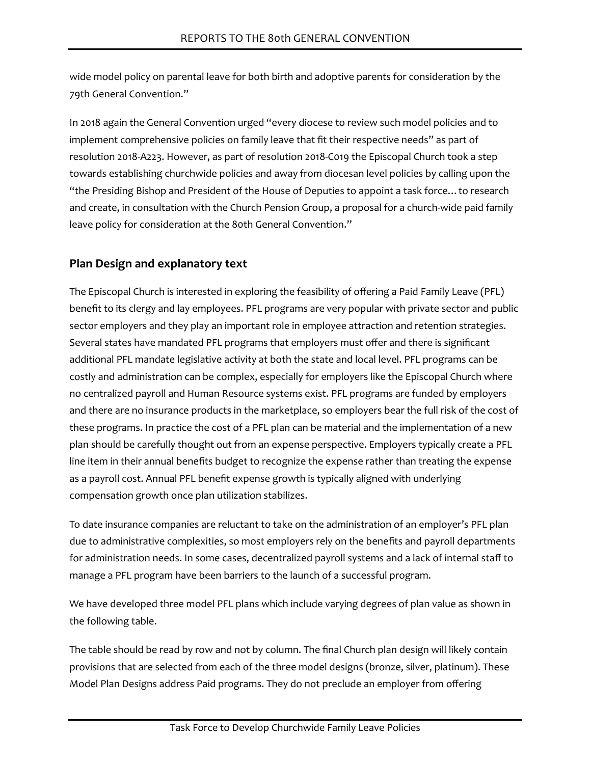wide model policy on parental leave for both birth and adoptive parents for consideration by the 79th General Convention."

In 2018 again the General Convention urged "every diocese to review such model policies and to implement comprehensive policies on family leave that fit their respective needs" as part of resolution 2018-A223. However, as part of resolution 2018-C019 the Episcopal Church took a step towards establishing churchwide policies and away from diocesan level policies by calling upon the "the Presiding Bishop and President of the House of Deputies to appoint a task force… to research and create, in consultation with the Church Pension Group, a proposal for a church-wide paid family leave policy for consideration at the 80th General Convention."

## Plan Design and explanatory text

The Episcopal Church is interested in exploring the feasibility of offering a Paid Family Leave (PFL) benefit to its clergy and lay employees. PFL programs are very popular with private sector and public sector employers and they play an important role in employee attraction and retention strategies. Several states have mandated PFL programs that employers must offer and there is significant additional PFL mandate legislative activity at both the state and local level. PFL programs can be costly and administration can be complex, especially for employers like the Episcopal Church where no centralized payroll and Human Resource systems exist. PFL programs are funded by employers and there are no insurance products in the marketplace, so employers bear the full risk of the cost of these programs. In practice the cost of a PFL plan can be material and the implementation of a new plan should be carefully thought out from an expense perspective. Employers typically create a PFL line item in their annual benefits budget to recognize the expense rather than treating the expense as a payroll cost. Annual PFL benefit expense growth is typically aligned with underlying compensation growth once plan utilization stabilizes.

To date insurance companies are reluctant to take on the administration of an employer's PFL plan due to administrative complexities, so most employers rely on the benefits and payroll departments for administration needs. In some cases, decentralized payroll systems and a lack of internal staff to manage a PFL program have been barriers to the launch of a successful program.

We have developed three model PFL plans which include varying degrees of plan value as shown in the following table.

The table should be read by row and not by column. The final Church plan design will likely contain provisions that are selected from each of the three model designs (bronze, silver, platinum). These Model Plan Designs address Paid programs. They do not preclude an employer from offering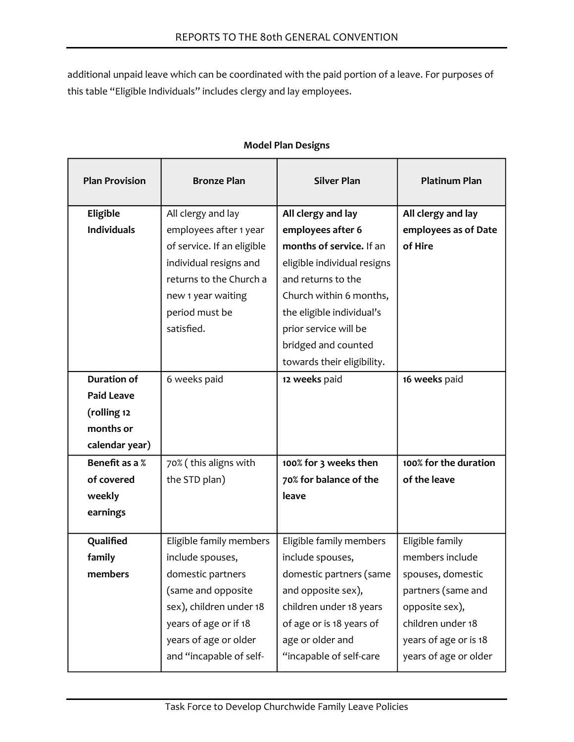additional unpaid leave which can be coordinated with the paid portion of a leave. For purposes of this table "Eligible Individuals" includes clergy and lay employees.

**Model Plan Designs**

| Plan Provision | Bronze Plan | Silver Plan | Platinum Plan |
|---|---|---|---|
| **Eligible Individuals** | All clergy and lay employees after 1 year of service. If an eligible individual resigns and returns to the Church a new 1 year waiting period must be satisfied. | **All clergy and lay employees after 6 months of service.** If an eligible individual resigns and returns to the Church within 6 months, the eligible individual's prior service will be bridged and counted towards their eligibility. | **All clergy and lay employees as of Date of Hire** |
| **Duration of Paid Leave (rolling 12 months or calendar year)** | 6 weeks paid | **12 weeks** paid | **16 weeks** paid |
| **Benefit as a % of covered weekly earnings** | 70% ( this aligns with the STD plan) | **100% for 3 weeks then 70% for balance of the leave** | **100% for the duration of the leave** |
| **Qualified family members** | Eligible family members include spouses, domestic partners (same and opposite sex), children under 18 years of age or if 18 years of age or older and "incapable of self- | Eligible family members include spouses, domestic partners (same and opposite sex), children under 18 years of age or is 18 years of age or older and "incapable of self-care | Eligible family members include spouses, domestic partners (same and opposite sex), children under 18 years of age or is 18 years of age or older |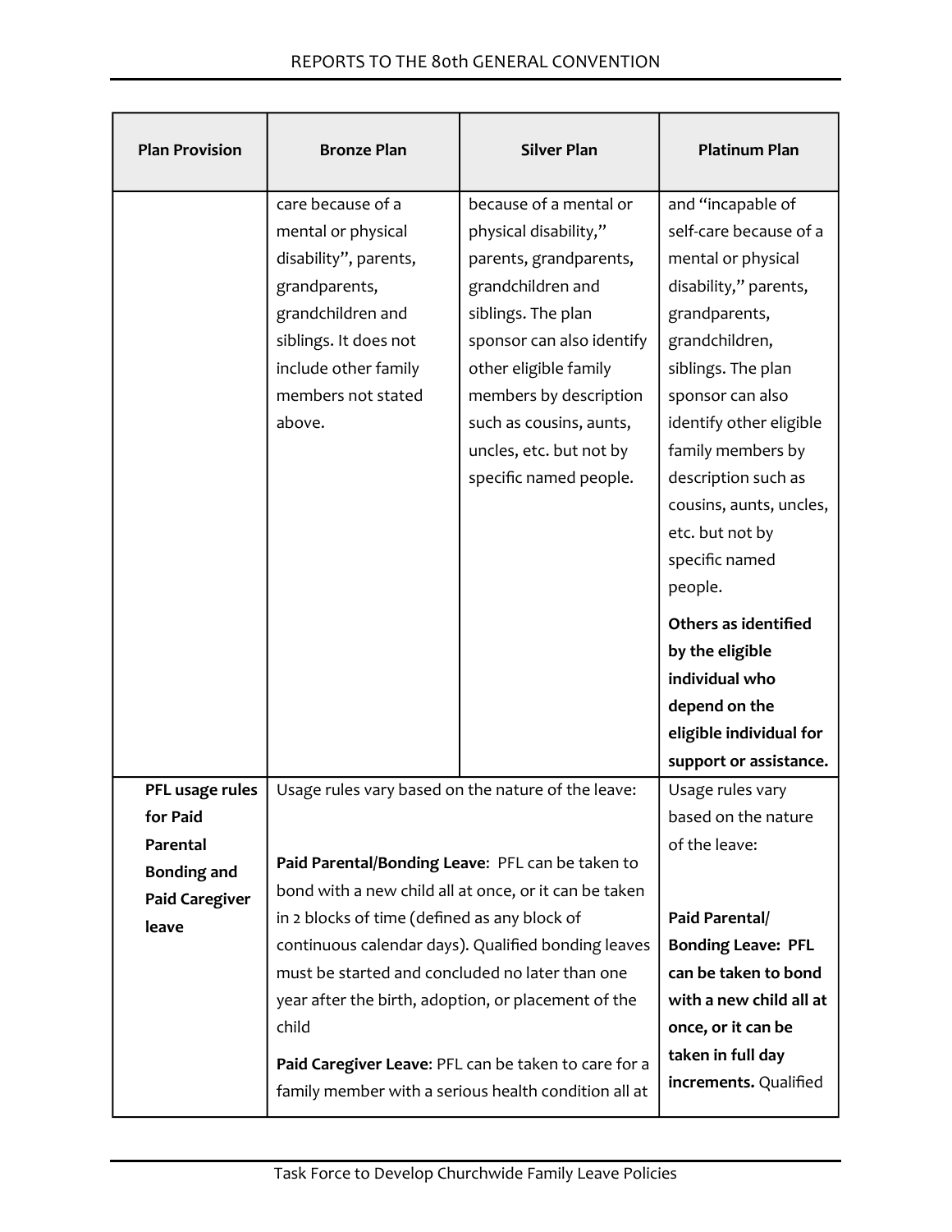| Plan Provision | Bronze Plan | Silver Plan | Platinum Plan |
|---|---|---|---|
| | care because of a mental or physical disability", parents, grandparents, grandchildren and siblings. It does not include other family members not stated above. | because of a mental or physical disability," parents, grandparents, grandchildren and siblings. The plan sponsor can also identify other eligible family members by description such as cousins, aunts, uncles, etc. but not by specific named people. | and "incapable of self-care because of a mental or physical disability," parents, grandparents, grandchildren, siblings. The plan sponsor can also identify other eligible family members by description such as cousins, aunts, uncles, etc. but not by specific named people.<br><br>**Others as identified by the eligible individual who depend on the eligible individual for support or assistance.** |
| **PFL usage rules for Paid Parental Bonding and Paid Caregiver leave** | Usage rules vary based on the nature of the leave:<br><br>**Paid Parental/Bonding Leave**: PFL can be taken to bond with a new child all at once, or it can be taken in 2 blocks of time (defined as any block of continuous calendar days). Qualified bonding leaves must be started and concluded no later than one year after the birth, adoption, or placement of the child<br><br>**Paid Caregiver Leave**: PFL can be taken to care for a family member with a serious health condition all at | | Usage rules vary based on the nature of the leave:<br><br>**Paid Parental/ Bonding Leave: PFL can be taken to bond with a new child all at once, or it can be taken in full day increments.** Qualified |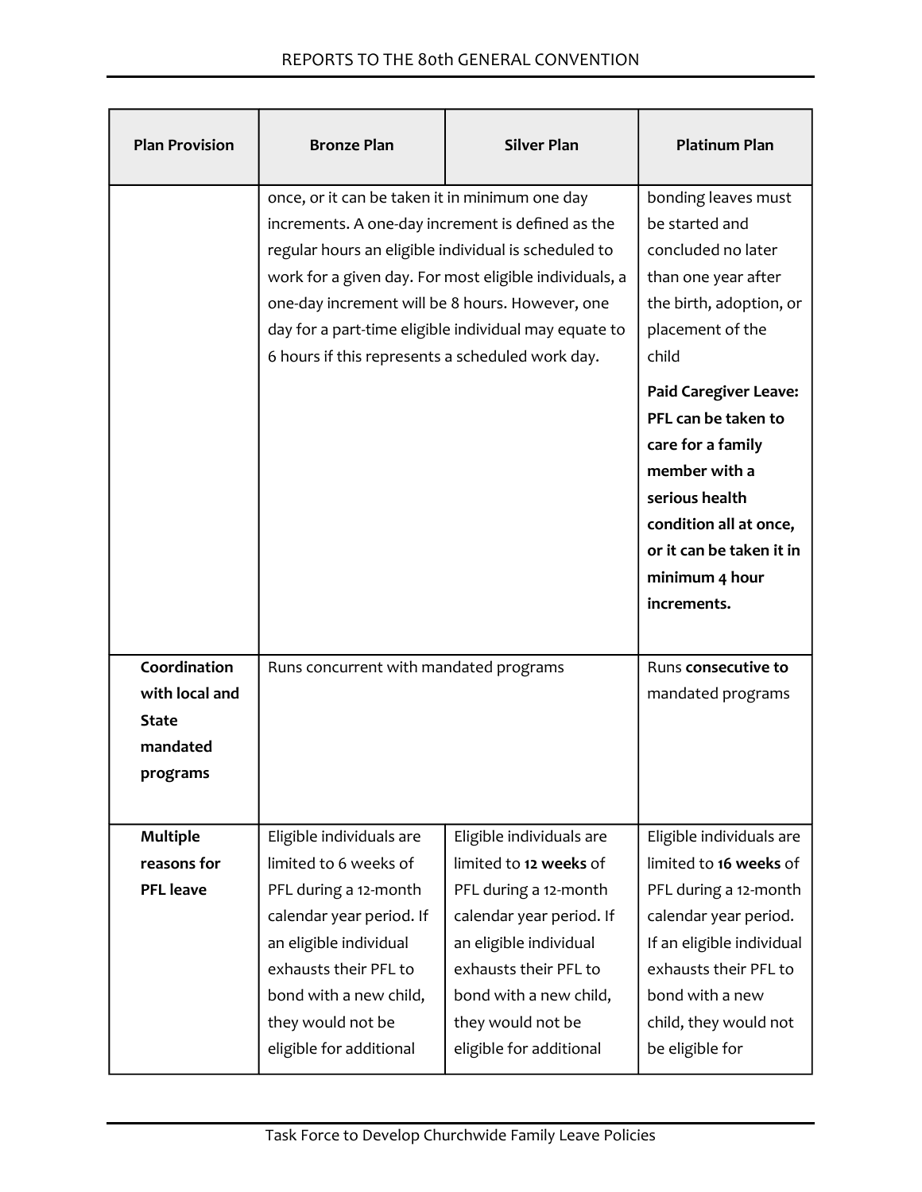| Plan Provision | Bronze Plan | Silver Plan | Platinum Plan |
|---|---|---|---|
| | once, or it can be taken it in minimum one day increments. A one-day increment is defined as the regular hours an eligible individual is scheduled to work for a given day. For most eligible individuals, a one-day increment will be 8 hours. However, one day for a part-time eligible individual may equate to 6 hours if this represents a scheduled work day. | | bonding leaves must be started and concluded no later than one year after the birth, adoption, or placement of the child<br><br>**Paid Caregiver Leave: PFL can be taken to care for a family member with a serious health condition all at once, or it can be taken it in minimum 4 hour increments.** |
| **Coordination with local and State mandated programs** | Runs concurrent with mandated programs | | Runs **consecutive to** mandated programs |
| **Multiple reasons for PFL leave** | Eligible individuals are limited to 6 weeks of PFL during a 12-month calendar year period. If an eligible individual exhausts their PFL to bond with a new child, they would not be eligible for additional | Eligible individuals are limited to **12 weeks** of PFL during a 12-month calendar year period. If an eligible individual exhausts their PFL to bond with a new child, they would not be eligible for additional | Eligible individuals are limited to **16 weeks** of PFL during a 12-month calendar year period. If an eligible individual exhausts their PFL to bond with a new child, they would not be eligible for |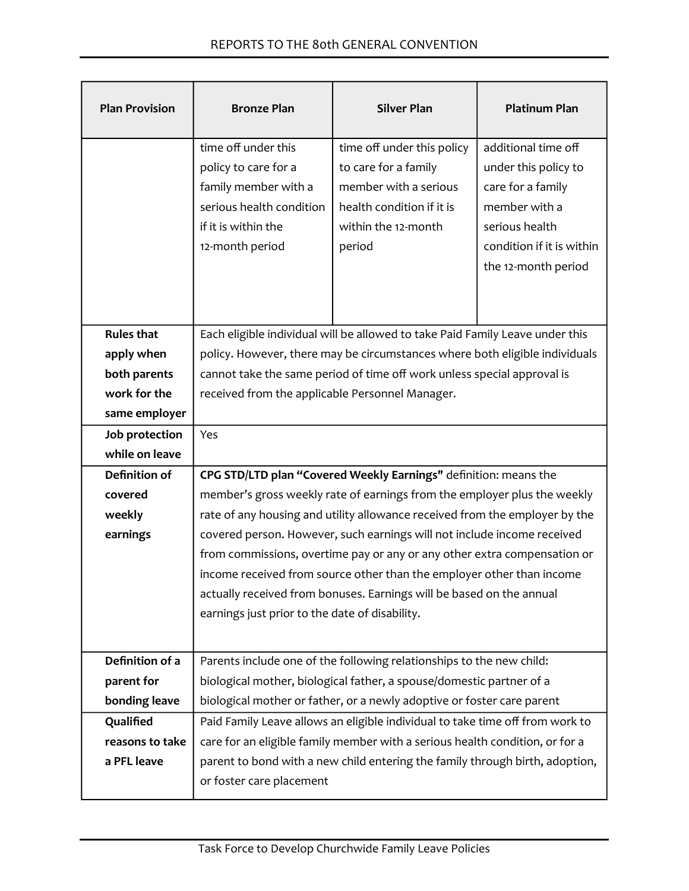| Plan Provision | Bronze Plan | Silver Plan | Platinum Plan |
|---|---|---|---|
| | time off under this policy to care for a family member with a serious health condition if it is within the 12-month period | time off under this policy to care for a family member with a serious health condition if it is within the 12-month period | additional time off under this policy to care for a family member with a serious health condition if it is within the 12-month period |
| **Rules that apply when both parents work for the same employer** | Each eligible individual will be allowed to take Paid Family Leave under this policy. However, there may be circumstances where both eligible individuals cannot take the same period of time off work unless special approval is received from the applicable Personnel Manager. | | |
| **Job protection while on leave** | Yes | | |
| **Definition of covered weekly earnings** | **CPG STD/LTD plan "Covered Weekly Earnings"** definition: means the member's gross weekly rate of earnings from the employer plus the weekly rate of any housing and utility allowance received from the employer by the covered person. However, such earnings will not include income received from commissions, overtime pay or any or any other extra compensation or income received from source other than the employer other than income actually received from bonuses. Earnings will be based on the annual earnings just prior to the date of disability. | | |
| **Definition of a parent for bonding leave** | Parents include one of the following relationships to the new child: biological mother, biological father, a spouse/domestic partner of a biological mother or father, or a newly adoptive or foster care parent | | |
| **Qualified reasons to take a PFL leave** | Paid Family Leave allows an eligible individual to take time off from work to care for an eligible family member with a serious health condition, or for a parent to bond with a new child entering the family through birth, adoption, or foster care placement | | |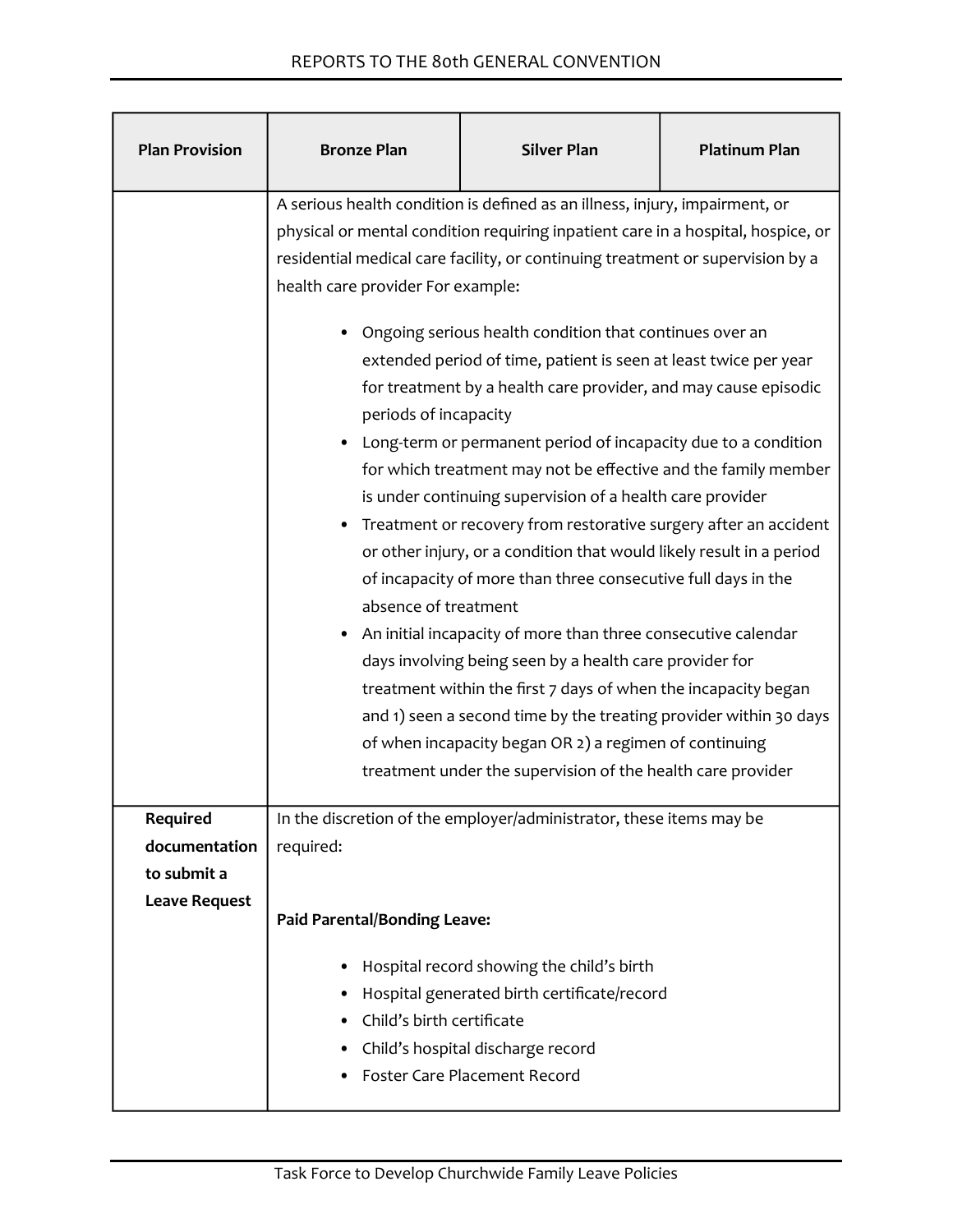| Plan Provision | Bronze Plan | Silver Plan | Platinum Plan |
|---|---|---|---|
| | A serious health condition is defined as an illness, injury, impairment, or physical or mental condition requiring inpatient care in a hospital, hospice, or residential medical care facility, or continuing treatment or supervision by a health care provider For example:<br><br>• Ongoing serious health condition that continues over an extended period of time, patient is seen at least twice per year for treatment by a health care provider, and may cause episodic periods of incapacity<br>• Long-term or permanent period of incapacity due to a condition for which treatment may not be effective and the family member is under continuing supervision of a health care provider<br>• Treatment or recovery from restorative surgery after an accident or other injury, or a condition that would likely result in a period of incapacity of more than three consecutive full days in the absence of treatment<br>• An initial incapacity of more than three consecutive calendar days involving being seen by a health care provider for treatment within the first 7 days of when the incapacity began and 1) seen a second time by the treating provider within 30 days of when incapacity began OR 2) a regimen of continuing treatment under the supervision of the health care provider | | |
| **Required documentation to submit a Leave Request** | In the discretion of the employer/administrator, these items may be required:<br><br>**Paid Parental/Bonding Leave:**<br><br>• Hospital record showing the child's birth<br>• Hospital generated birth certificate/record<br>• Child's birth certificate<br>• Child's hospital discharge record<br>• Foster Care Placement Record | | |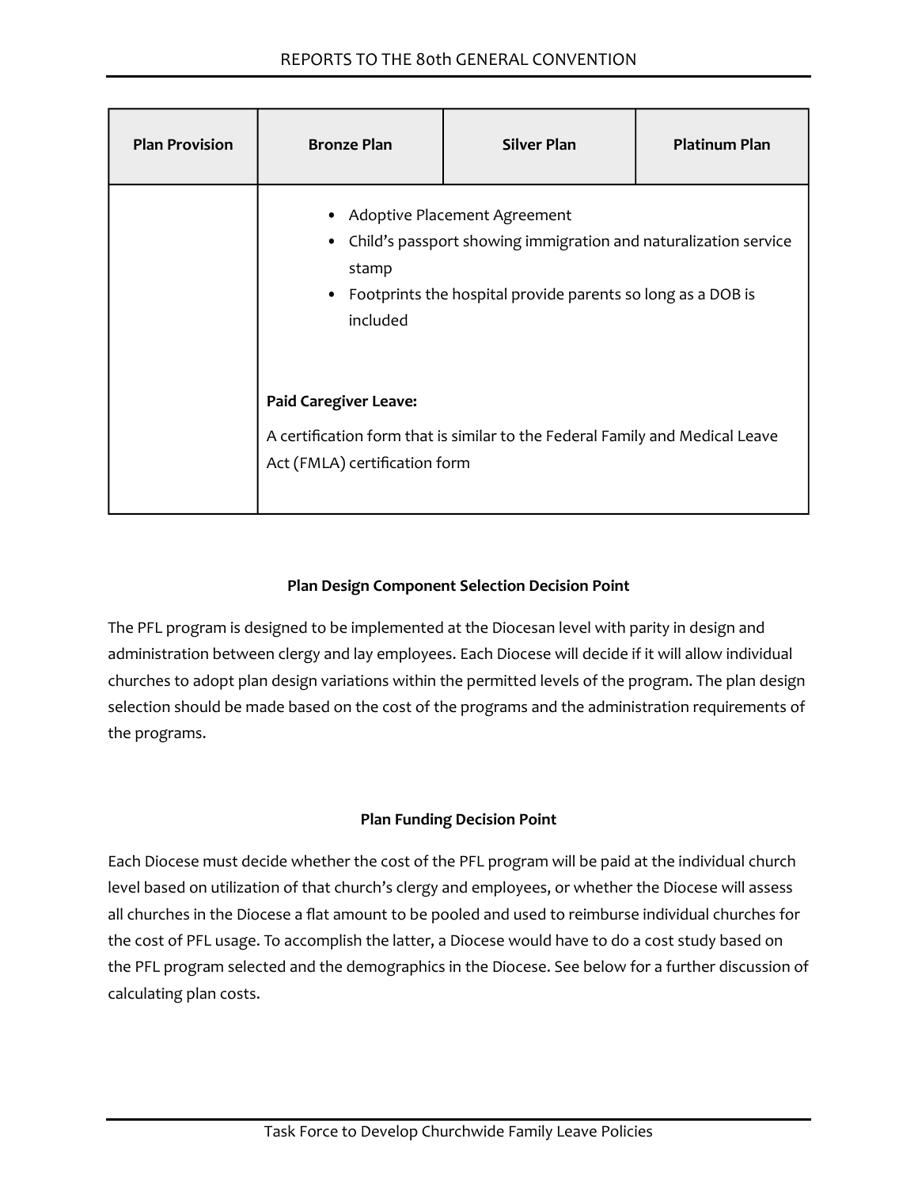| Plan Provision | Bronze Plan | Silver Plan | Platinum Plan |
| --- | --- | --- | --- |
| | • Adoptive Placement Agreement<br>• Child's passport showing immigration and naturalization service stamp<br>• Footprints the hospital provide parents so long as a DOB is included<br><br>**Paid Caregiver Leave:**<br><br>A certification form that is similar to the Federal Family and Medical Leave Act (FMLA) certification form | | |

**Plan Design Component Selection Decision Point**

The PFL program is designed to be implemented at the Diocesan level with parity in design and administration between clergy and lay employees. Each Diocese will decide if it will allow individual churches to adopt plan design variations within the permitted levels of the program. The plan design selection should be made based on the cost of the programs and the administration requirements of the programs.

**Plan Funding Decision Point**

Each Diocese must decide whether the cost of the PFL program will be paid at the individual church level based on utilization of that church's clergy and employees, or whether the Diocese will assess all churches in the Diocese a flat amount to be pooled and used to reimburse individual churches for the cost of PFL usage. To accomplish the latter, a Diocese would have to do a cost study based on the PFL program selected and the demographics in the Diocese. See below for a further discussion of calculating plan costs.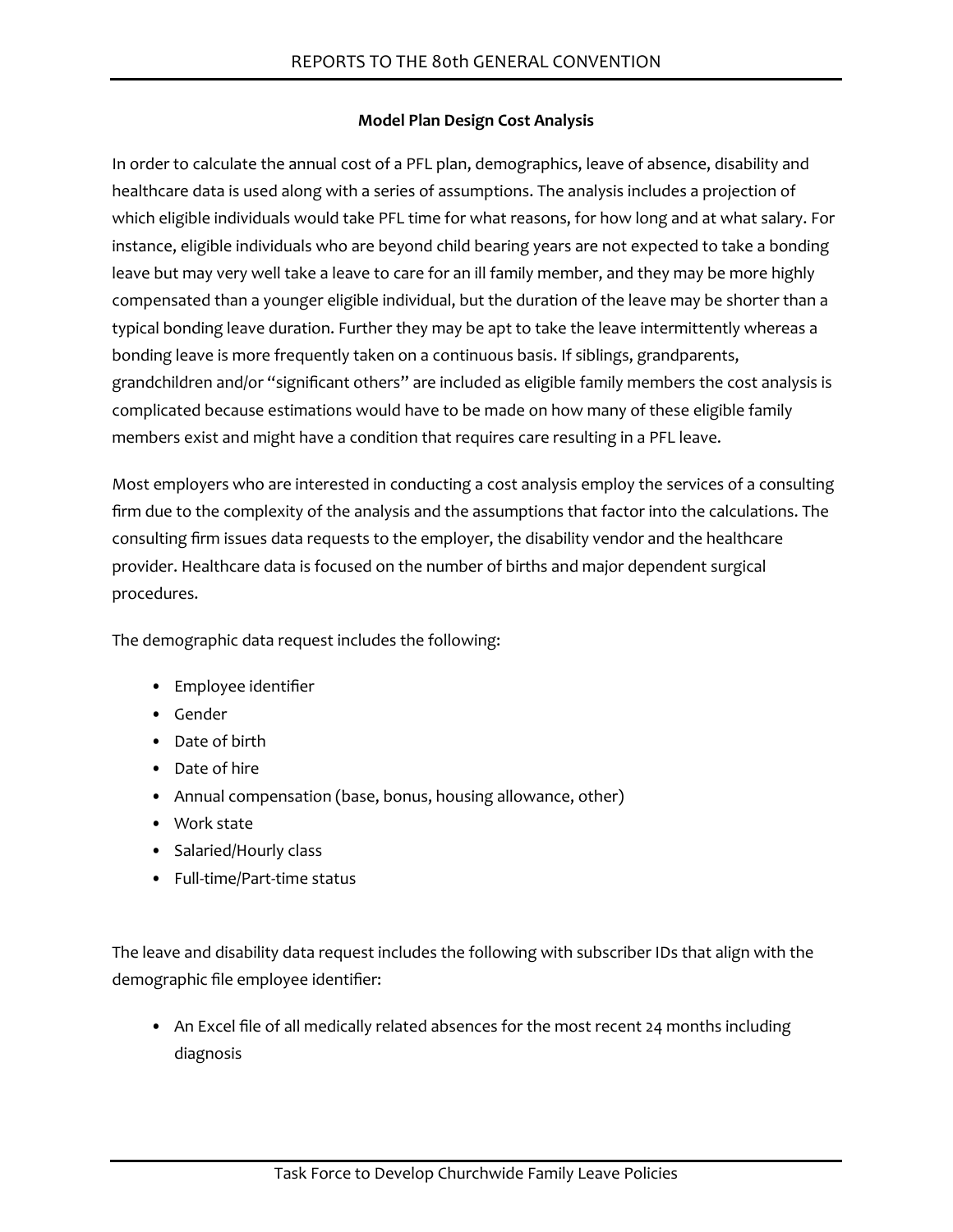**Model Plan Design Cost Analysis**

In order to calculate the annual cost of a PFL plan, demographics, leave of absence, disability and healthcare data is used along with a series of assumptions. The analysis includes a projection of which eligible individuals would take PFL time for what reasons, for how long and at what salary. For instance, eligible individuals who are beyond child bearing years are not expected to take a bonding leave but may very well take a leave to care for an ill family member, and they may be more highly compensated than a younger eligible individual, but the duration of the leave may be shorter than a typical bonding leave duration. Further they may be apt to take the leave intermittently whereas a bonding leave is more frequently taken on a continuous basis. If siblings, grandparents, grandchildren and/or "significant others" are included as eligible family members the cost analysis is complicated because estimations would have to be made on how many of these eligible family members exist and might have a condition that requires care resulting in a PFL leave.

Most employers who are interested in conducting a cost analysis employ the services of a consulting firm due to the complexity of the analysis and the assumptions that factor into the calculations. The consulting firm issues data requests to the employer, the disability vendor and the healthcare provider. Healthcare data is focused on the number of births and major dependent surgical procedures.

The demographic data request includes the following:

- Employee identifier
- Gender
- Date of birth
- Date of hire
- Annual compensation (base, bonus, housing allowance, other)
- Work state
- Salaried/Hourly class
- Full-time/Part-time status

The leave and disability data request includes the following with subscriber IDs that align with the demographic file employee identifier:

- An Excel file of all medically related absences for the most recent 24 months including diagnosis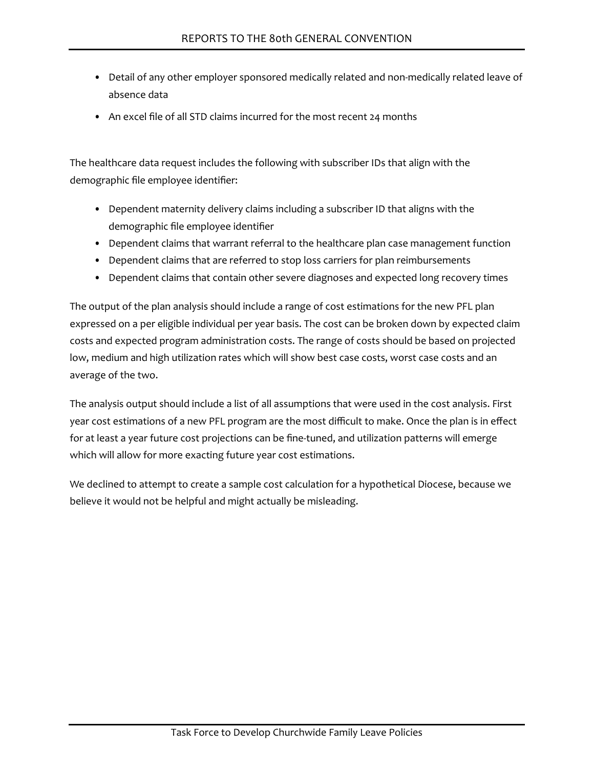- Detail of any other employer sponsored medically related and non-medically related leave of absence data
- An excel file of all STD claims incurred for the most recent 24 months

The healthcare data request includes the following with subscriber IDs that align with the demographic file employee identifier:

- Dependent maternity delivery claims including a subscriber ID that aligns with the demographic file employee identifier
- Dependent claims that warrant referral to the healthcare plan case management function
- Dependent claims that are referred to stop loss carriers for plan reimbursements
- Dependent claims that contain other severe diagnoses and expected long recovery times

The output of the plan analysis should include a range of cost estimations for the new PFL plan expressed on a per eligible individual per year basis. The cost can be broken down by expected claim costs and expected program administration costs. The range of costs should be based on projected low, medium and high utilization rates which will show best case costs, worst case costs and an average of the two.

The analysis output should include a list of all assumptions that were used in the cost analysis. First year cost estimations of a new PFL program are the most difficult to make. Once the plan is in effect for at least a year future cost projections can be fine-tuned, and utilization patterns will emerge which will allow for more exacting future year cost estimations.

We declined to attempt to create a sample cost calculation for a hypothetical Diocese, because we believe it would not be helpful and might actually be misleading.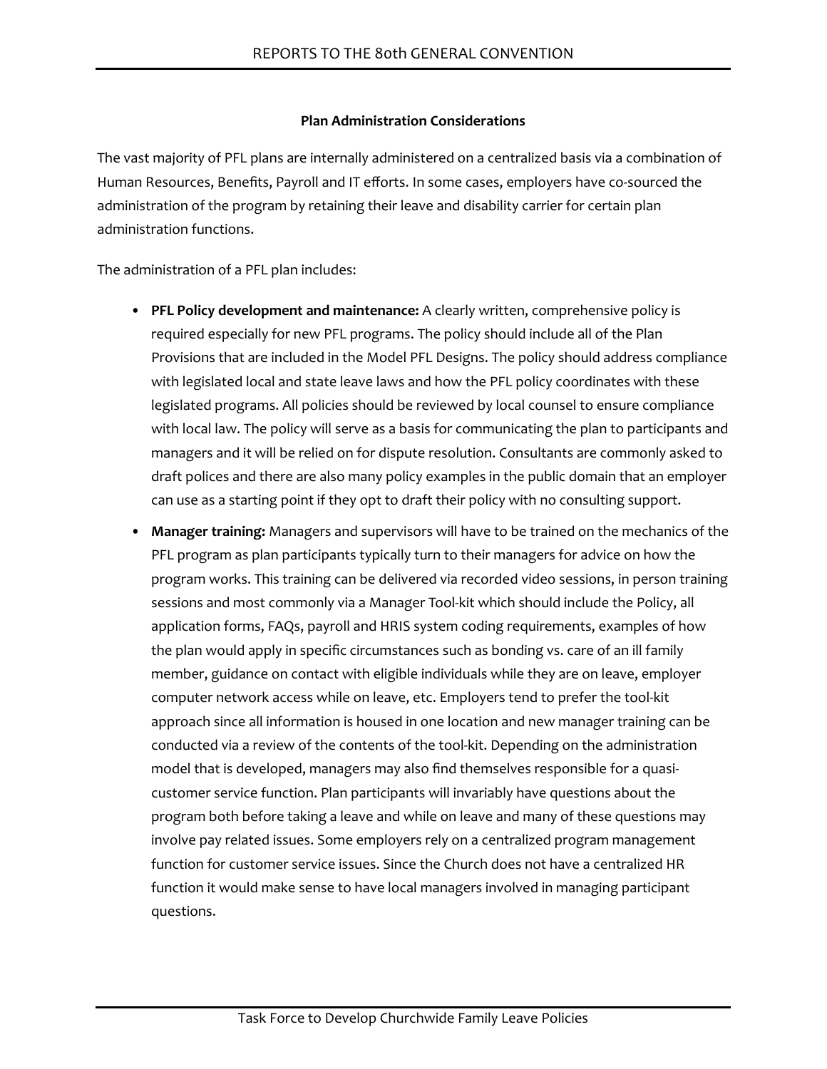**Plan Administration Considerations**

The vast majority of PFL plans are internally administered on a centralized basis via a combination of Human Resources, Benefits, Payroll and IT efforts. In some cases, employers have co-sourced the administration of the program by retaining their leave and disability carrier for certain plan administration functions.

The administration of a PFL plan includes:

- **PFL Policy development and maintenance:** A clearly written, comprehensive policy is required especially for new PFL programs. The policy should include all of the Plan Provisions that are included in the Model PFL Designs. The policy should address compliance with legislated local and state leave laws and how the PFL policy coordinates with these legislated programs. All policies should be reviewed by local counsel to ensure compliance with local law. The policy will serve as a basis for communicating the plan to participants and managers and it will be relied on for dispute resolution. Consultants are commonly asked to draft polices and there are also many policy examples in the public domain that an employer can use as a starting point if they opt to draft their policy with no consulting support.
- **Manager training:** Managers and supervisors will have to be trained on the mechanics of the PFL program as plan participants typically turn to their managers for advice on how the program works. This training can be delivered via recorded video sessions, in person training sessions and most commonly via a Manager Tool-kit which should include the Policy, all application forms, FAQs, payroll and HRIS system coding requirements, examples of how the plan would apply in specific circumstances such as bonding vs. care of an ill family member, guidance on contact with eligible individuals while they are on leave, employer computer network access while on leave, etc. Employers tend to prefer the tool-kit approach since all information is housed in one location and new manager training can be conducted via a review of the contents of the tool-kit. Depending on the administration model that is developed, managers may also find themselves responsible for a quasi-customer service function. Plan participants will invariably have questions about the program both before taking a leave and while on leave and many of these questions may involve pay related issues. Some employers rely on a centralized program management function for customer service issues. Since the Church does not have a centralized HR function it would make sense to have local managers involved in managing participant questions.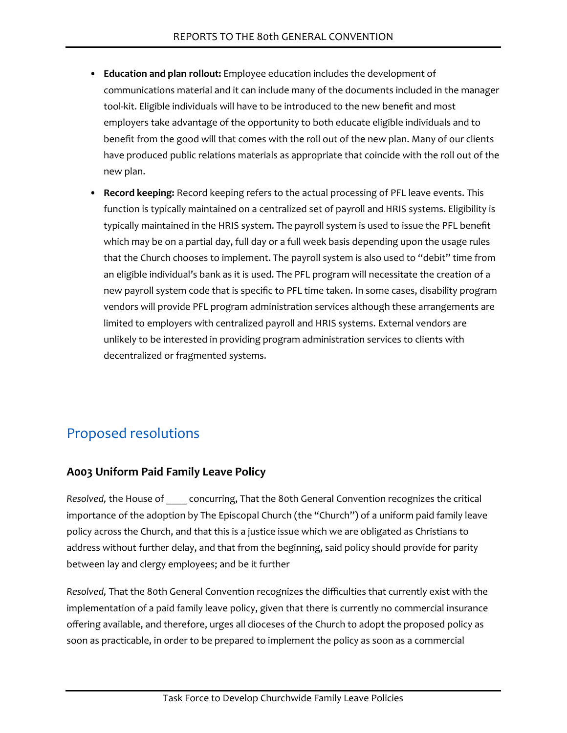- **Education and plan rollout:** Employee education includes the development of communications material and it can include many of the documents included in the manager tool-kit. Eligible individuals will have to be introduced to the new benefit and most employers take advantage of the opportunity to both educate eligible individuals and to benefit from the good will that comes with the roll out of the new plan. Many of our clients have produced public relations materials as appropriate that coincide with the roll out of the new plan.
- **Record keeping:** Record keeping refers to the actual processing of PFL leave events. This function is typically maintained on a centralized set of payroll and HRIS systems. Eligibility is typically maintained in the HRIS system. The payroll system is used to issue the PFL benefit which may be on a partial day, full day or a full week basis depending upon the usage rules that the Church chooses to implement. The payroll system is also used to "debit" time from an eligible individual's bank as it is used. The PFL program will necessitate the creation of a new payroll system code that is specific to PFL time taken. In some cases, disability program vendors will provide PFL program administration services although these arrangements are limited to employers with centralized payroll and HRIS systems. External vendors are unlikely to be interested in providing program administration services to clients with decentralized or fragmented systems.

## Proposed resolutions

### A003 Uniform Paid Family Leave Policy

*Resolved,* the House of ____ concurring, That the 80th General Convention recognizes the critical importance of the adoption by The Episcopal Church (the "Church") of a uniform paid family leave policy across the Church, and that this is a justice issue which we are obligated as Christians to address without further delay, and that from the beginning, said policy should provide for parity between lay and clergy employees; and be it further

*Resolved,* That the 80th General Convention recognizes the difficulties that currently exist with the implementation of a paid family leave policy, given that there is currently no commercial insurance offering available, and therefore, urges all dioceses of the Church to adopt the proposed policy as soon as practicable, in order to be prepared to implement the policy as soon as a commercial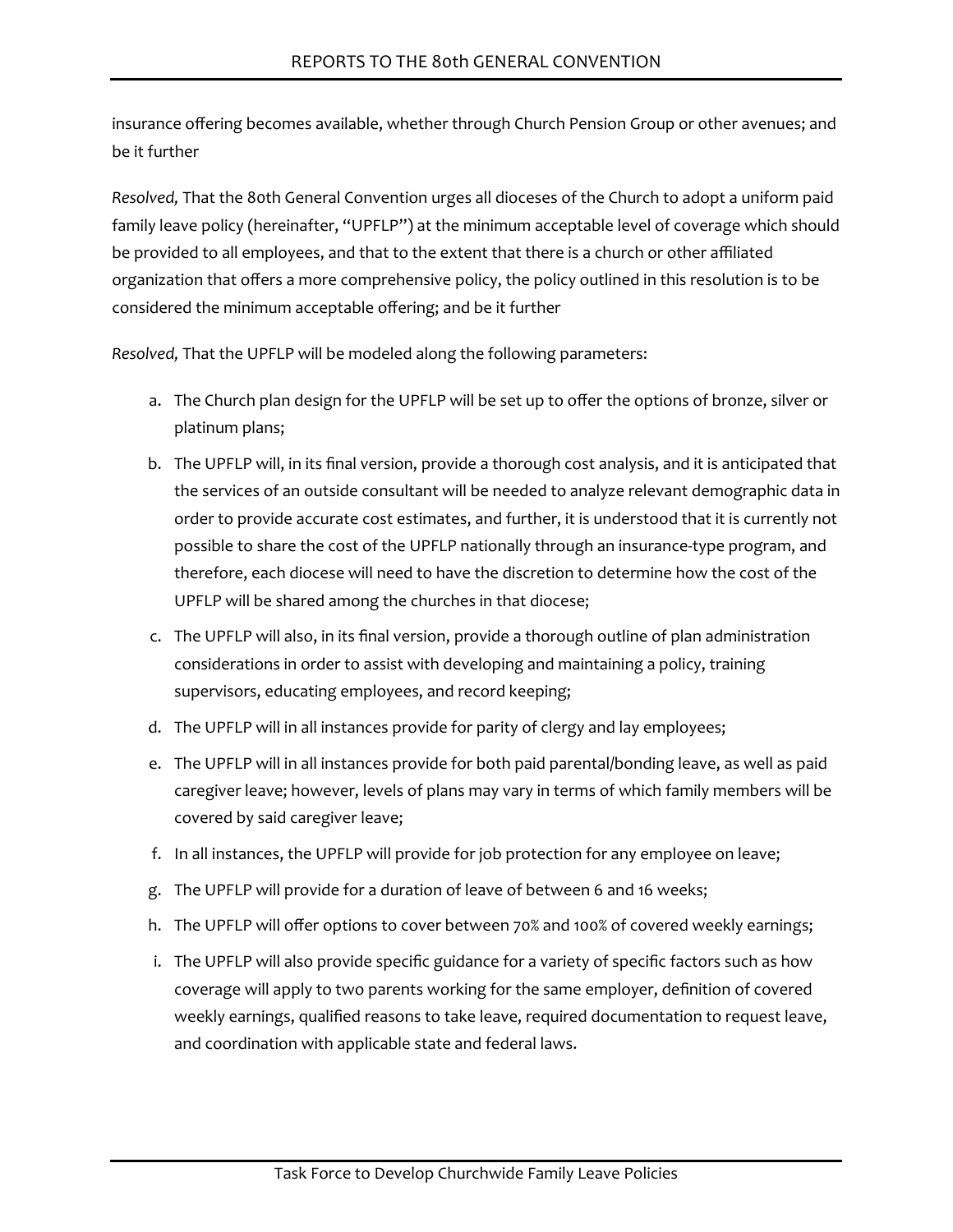insurance offering becomes available, whether through Church Pension Group or other avenues; and be it further

*Resolved,* That the 80th General Convention urges all dioceses of the Church to adopt a uniform paid family leave policy (hereinafter, "UPFLP") at the minimum acceptable level of coverage which should be provided to all employees, and that to the extent that there is a church or other affiliated organization that offers a more comprehensive policy, the policy outlined in this resolution is to be considered the minimum acceptable offering; and be it further

*Resolved,* That the UPFLP will be modeled along the following parameters:

a. The Church plan design for the UPFLP will be set up to offer the options of bronze, silver or platinum plans;
b. The UPFLP will, in its final version, provide a thorough cost analysis, and it is anticipated that the services of an outside consultant will be needed to analyze relevant demographic data in order to provide accurate cost estimates, and further, it is understood that it is currently not possible to share the cost of the UPFLP nationally through an insurance-type program, and therefore, each diocese will need to have the discretion to determine how the cost of the UPFLP will be shared among the churches in that diocese;
c. The UPFLP will also, in its final version, provide a thorough outline of plan administration considerations in order to assist with developing and maintaining a policy, training supervisors, educating employees, and record keeping;
d. The UPFLP will in all instances provide for parity of clergy and lay employees;
e. The UPFLP will in all instances provide for both paid parental/bonding leave, as well as paid caregiver leave; however, levels of plans may vary in terms of which family members will be covered by said caregiver leave;
f. In all instances, the UPFLP will provide for job protection for any employee on leave;
g. The UPFLP will provide for a duration of leave of between 6 and 16 weeks;
h. The UPFLP will offer options to cover between 70% and 100% of covered weekly earnings;
i. The UPFLP will also provide specific guidance for a variety of specific factors such as how coverage will apply to two parents working for the same employer, definition of covered weekly earnings, qualified reasons to take leave, required documentation to request leave, and coordination with applicable state and federal laws.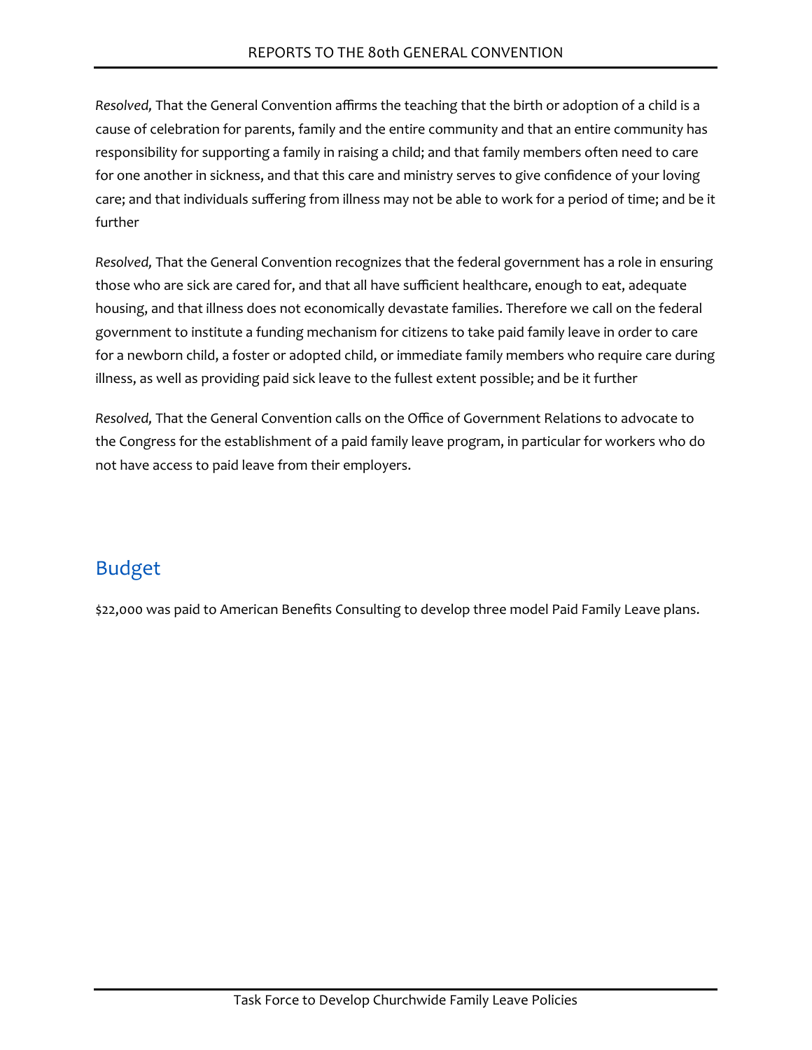*Resolved,* That the General Convention affirms the teaching that the birth or adoption of a child is a cause of celebration for parents, family and the entire community and that an entire community has responsibility for supporting a family in raising a child; and that family members often need to care for one another in sickness, and that this care and ministry serves to give confidence of your loving care; and that individuals suffering from illness may not be able to work for a period of time; and be it further

*Resolved,* That the General Convention recognizes that the federal government has a role in ensuring those who are sick are cared for, and that all have sufficient healthcare, enough to eat, adequate housing, and that illness does not economically devastate families. Therefore we call on the federal government to institute a funding mechanism for citizens to take paid family leave in order to care for a newborn child, a foster or adopted child, or immediate family members who require care during illness, as well as providing paid sick leave to the fullest extent possible; and be it further

*Resolved,* That the General Convention calls on the Office of Government Relations to advocate to the Congress for the establishment of a paid family leave program, in particular for workers who do not have access to paid leave from their employers.

## Budget

$22,000 was paid to American Benefits Consulting to develop three model Paid Family Leave plans.